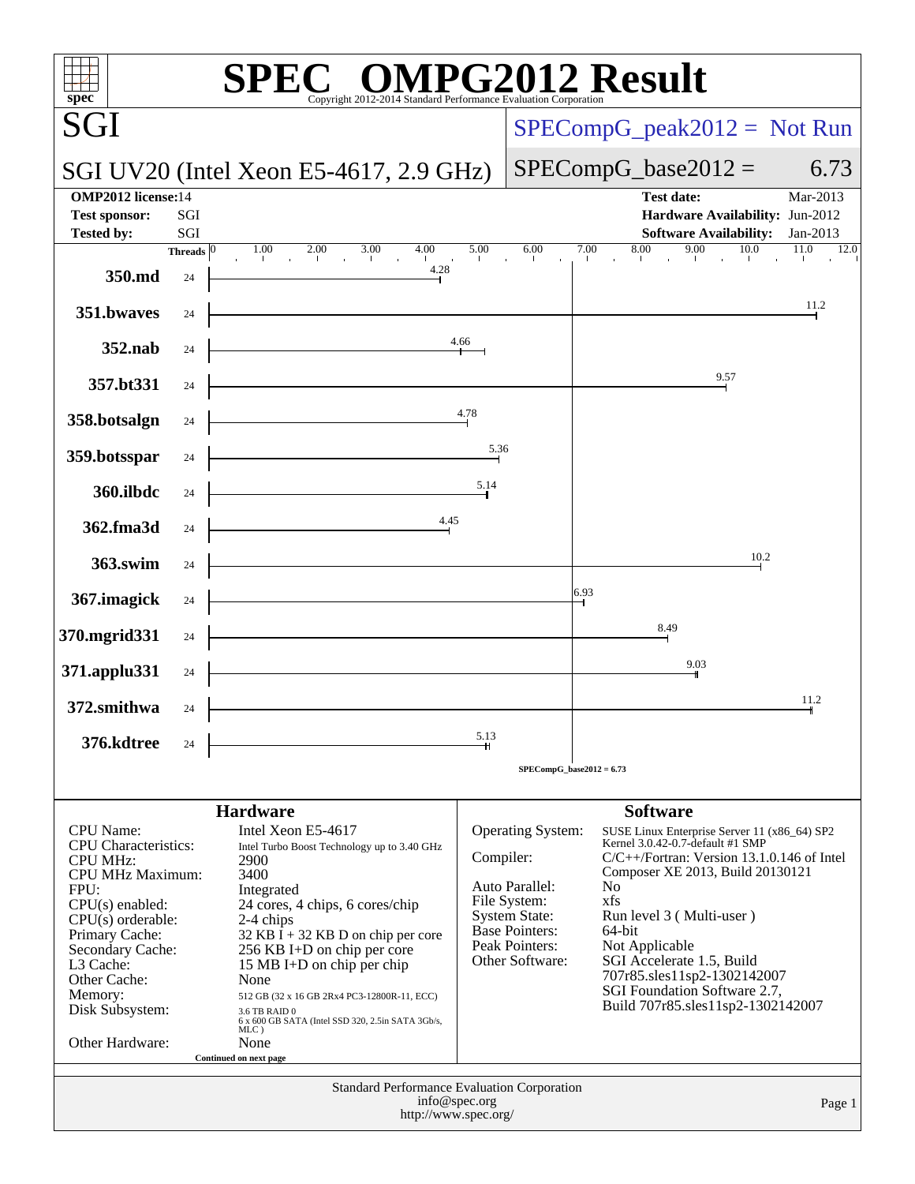# SPEC OMPG2012 Result

Copyright 2012-2014 Standard Performance Evaluation Corporation

## SGI

**SGI UV20 (Intel Xeon E5-4617, 2.9 GHz)**

SPECompG_peak2012 = Not Run

SPECompG_base2012 = 6.73

| | | | |
|---|---|---|---|
| **OMP2012 license:** | 14 | **Test date:** | Mar-2013 |
| **Test sponsor:** | SGI | **Hardware Availability:** | Jun-2012 |
| **Tested by:** | SGI | **Software Availability:** | Jan-2013 |

| Benchmark | Threads | Base Ratio |
|---|---|---|
| 350.md | 24 | 4.28 |
| 351.bwaves | 24 | 11.2 |
| 352.nab | 24 | 4.66 |
| 357.bt331 | 24 | 9.57 |
| 358.botsalgn | 24 | 4.78 |
| 359.botsspar | 24 | 5.36 |
| 360.ilbdc | 24 | 5.14 |
| 362.fma3d | 24 | 4.45 |
| 363.swim | 24 | 10.2 |
| 367.imagick | 24 | 6.93 |
| 370.mgrid331 | 24 | 8.49 |
| 371.applu331 | 24 | 9.03 |
| 372.smithwa | 24 | 11.2 |
| 376.kdtree | 24 | 5.13 |

SPECompG_base2012 = 6.73

### Hardware

| | |
|---|---|
| CPU Name: | Intel Xeon E5-4617 |
| CPU Characteristics: | Intel Turbo Boost Technology up to 3.40 GHz |
| CPU MHz: | 2900 |
| CPU MHz Maximum: | 3400 |
| FPU: | Integrated |
| CPU(s) enabled: | 24 cores, 4 chips, 6 cores/chip |
| CPU(s) orderable: | 2-4 chips |
| Primary Cache: | 32 KB I + 32 KB D on chip per core |
| Secondary Cache: | 256 KB I+D on chip per core |
| L3 Cache: | 15 MB I+D on chip per chip |
| Other Cache: | None |
| Memory: | 512 GB (32 x 16 GB 2Rx4 PC3-12800R-11, ECC) |
| Disk Subsystem: | 3.6 TB RAID 0 6 x 600 GB SATA (Intel SSD 320, 2.5in SATA 3Gb/s, MLC ) |
| Other Hardware: | None |

Continued on next page

### Software

| | |
|---|---|
| Operating System: | SUSE Linux Enterprise Server 11 (x86_64) SP2 Kernel 3.0.42-0.7-default #1 SMP |
| Compiler: | C/C++/Fortran: Version 13.1.0.146 of Intel Composer XE 2013, Build 20130121 |
| Auto Parallel: | No |
| File System: | xfs |
| System State: | Run level 3 ( Multi-user ) |
| Base Pointers: | 64-bit |
| Peak Pointers: | Not Applicable |
| Other Software: | SGI Accelerate 1.5, Build 707r85.sles11sp2-1302142007 SGI Foundation Software 2.7, Build 707r85.sles11sp2-1302142007 |

Standard Performance Evaluation Corporation
info@spec.org
http://www.spec.org/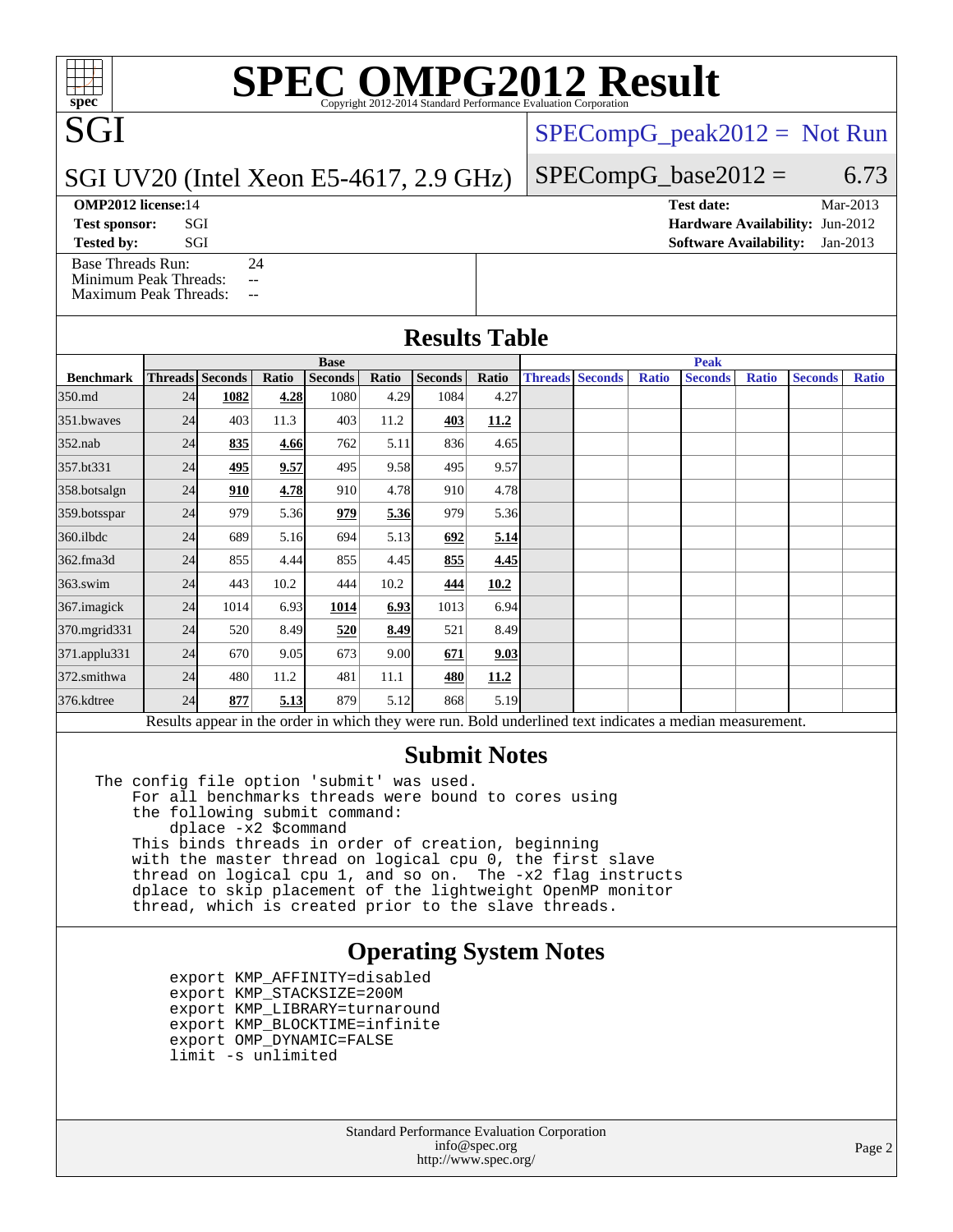# SPEC OMPG2012 Result

Copyright 2012-2014 Standard Performance Evaluation Corporation

## SGI

SGI UV20 (Intel Xeon E5-4617, 2.9 GHz)

SPECompG_peak2012 = Not Run

SPECompG_base2012 = 6.73

**OMP2012 license:** 14
**Test sponsor:** SGI
**Tested by:** SGI

**Test date:** Mar-2013
**Hardware Availability:** Jun-2012
**Software Availability:** Jan-2013

Base Threads Run: 24
Minimum Peak Threads: --
Maximum Peak Threads: --

## Results Table

| | Base | | | | | | | Peak | | | | | | |
|---|---|---|---|---|---|---|---|---|---|---|---|---|---|---|
| **Benchmark** | **Threads** | **Seconds** | **Ratio** | **Seconds** | **Ratio** | **Seconds** | **Ratio** | **Threads** | **Seconds** | **Ratio** | **Seconds** | **Ratio** | **Seconds** | **Ratio** |
| 350.md | 24 | **1082** | **4.28** | 1080 | 4.29 | 1084 | 4.27 | | | | | | | |
| 351.bwaves | 24 | 403 | 11.3 | 403 | 11.2 | **403** | **11.2** | | | | | | | |
| 352.nab | 24 | **835** | **4.66** | 762 | 5.11 | 836 | 4.65 | | | | | | | |
| 357.bt331 | 24 | **495** | **9.57** | 495 | 9.58 | 495 | 9.57 | | | | | | | |
| 358.botsalgn | 24 | **910** | **4.78** | 910 | 4.78 | 910 | 4.78 | | | | | | | |
| 359.botsspar | 24 | 979 | 5.36 | **979** | **5.36** | 979 | 5.36 | | | | | | | |
| 360.ilbdc | 24 | 689 | 5.16 | 694 | 5.13 | **692** | **5.14** | | | | | | | |
| 362.fma3d | 24 | 855 | 4.44 | 855 | 4.45 | **855** | **4.45** | | | | | | | |
| 363.swim | 24 | 443 | 10.2 | 444 | 10.2 | **444** | **10.2** | | | | | | | |
| 367.imagick | 24 | 1014 | 6.93 | **1014** | **6.93** | 1013 | 6.94 | | | | | | | |
| 370.mgrid331 | 24 | 520 | 8.49 | **520** | **8.49** | 521 | 8.49 | | | | | | | |
| 371.applu331 | 24 | 670 | 9.05 | 673 | 9.00 | **671** | **9.03** | | | | | | | |
| 372.smithwa | 24 | 480 | 11.2 | 481 | 11.1 | **480** | **11.2** | | | | | | | |
| 376.kdtree | 24 | **877** | **5.13** | 879 | 5.12 | 868 | 5.19 | | | | | | | |

Results appear in the order in which they were run. Bold underlined text indicates a median measurement.

## Submit Notes

```
The config file option 'submit' was used.
    For all benchmarks threads were bound to cores using
    the following submit command:
        dplace -x2 $command
    This binds threads in order of creation, beginning
    with the master thread on logical cpu 0, the first slave
    thread on logical cpu 1, and so on.  The -x2 flag instructs
    dplace to skip placement of the lightweight OpenMP monitor
    thread, which is created prior to the slave threads.
```

## Operating System Notes

```
export KMP_AFFINITY=disabled
export KMP_STACKSIZE=200M
export KMP_LIBRARY=turnaround
export KMP_BLOCKTIME=infinite
export OMP_DYNAMIC=FALSE
limit -s unlimited
```

Standard Performance Evaluation Corporation
info@spec.org
http://www.spec.org/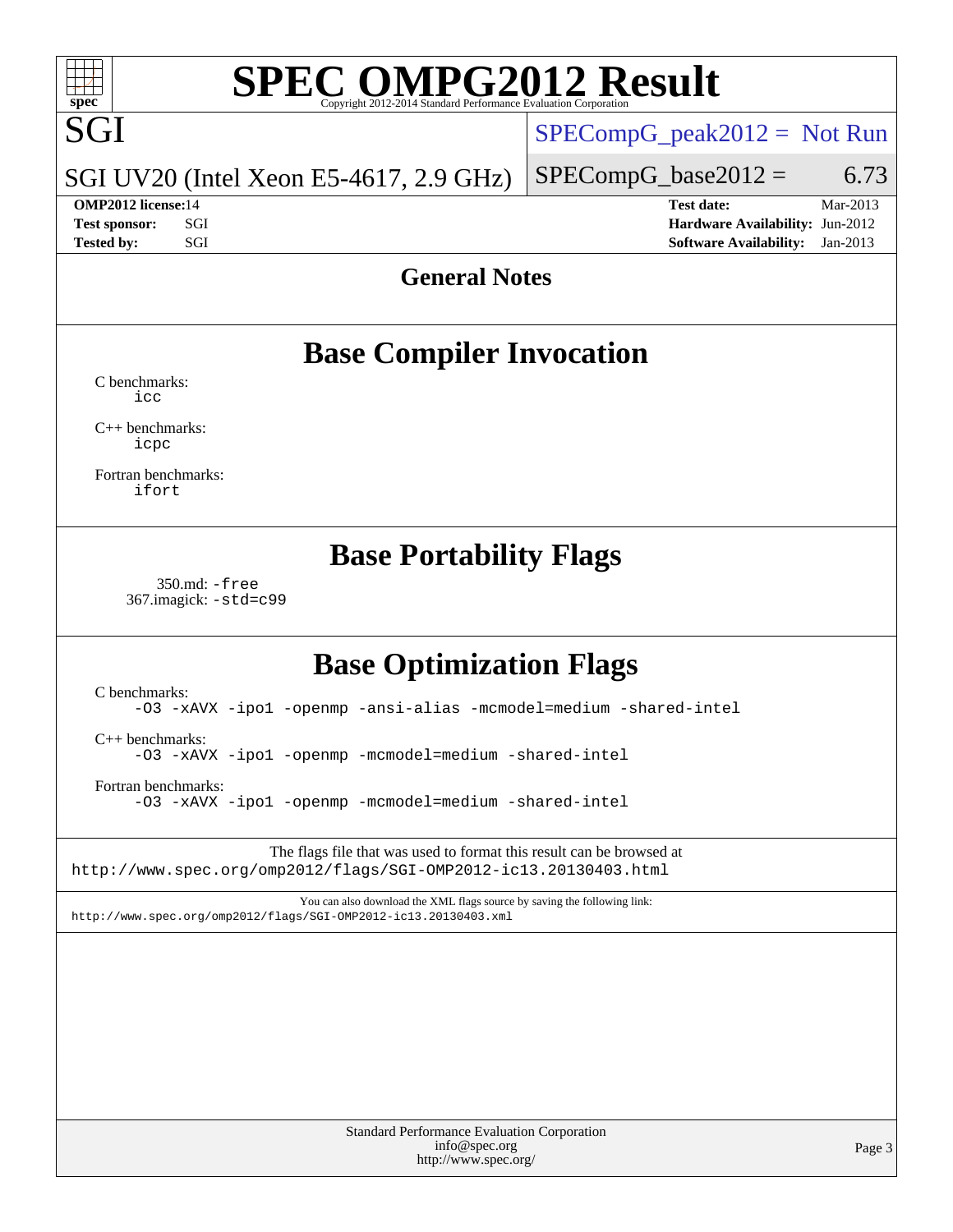# SPEC OMPG2012 Result

Copyright 2012-2014 Standard Performance Evaluation Corporation

**SGI**

SGI UV20 (Intel Xeon E5-4617, 2.9 GHz)

SPECompG_peak2012 = Not Run

SPECompG_base2012 = 6.73

| | | | |
|---|---|---|---|
| **OMP2012 license:** | 14 | **Test date:** | Mar-2013 |
| **Test sponsor:** | SGI | **Hardware Availability:** | Jun-2012 |
| **Tested by:** | SGI | **Software Availability:** | Jan-2013 |

## General Notes

## Base Compiler Invocation

C benchmarks:
icc

C++ benchmarks:
icpc

Fortran benchmarks:
ifort

## Base Portability Flags

350.md: -free
367.imagick: -std=c99

## Base Optimization Flags

C benchmarks:
-O3 -xAVX -ipo1 -openmp -ansi-alias -mcmodel=medium -shared-intel

C++ benchmarks:
-O3 -xAVX -ipo1 -openmp -mcmodel=medium -shared-intel

Fortran benchmarks:
-O3 -xAVX -ipo1 -openmp -mcmodel=medium -shared-intel

The flags file that was used to format this result can be browsed at
http://www.spec.org/omp2012/flags/SGI-OMP2012-ic13.20130403.html

You can also download the XML flags source by saving the following link:
http://www.spec.org/omp2012/flags/SGI-OMP2012-ic13.20130403.xml

Standard Performance Evaluation Corporation
info@spec.org
http://www.spec.org/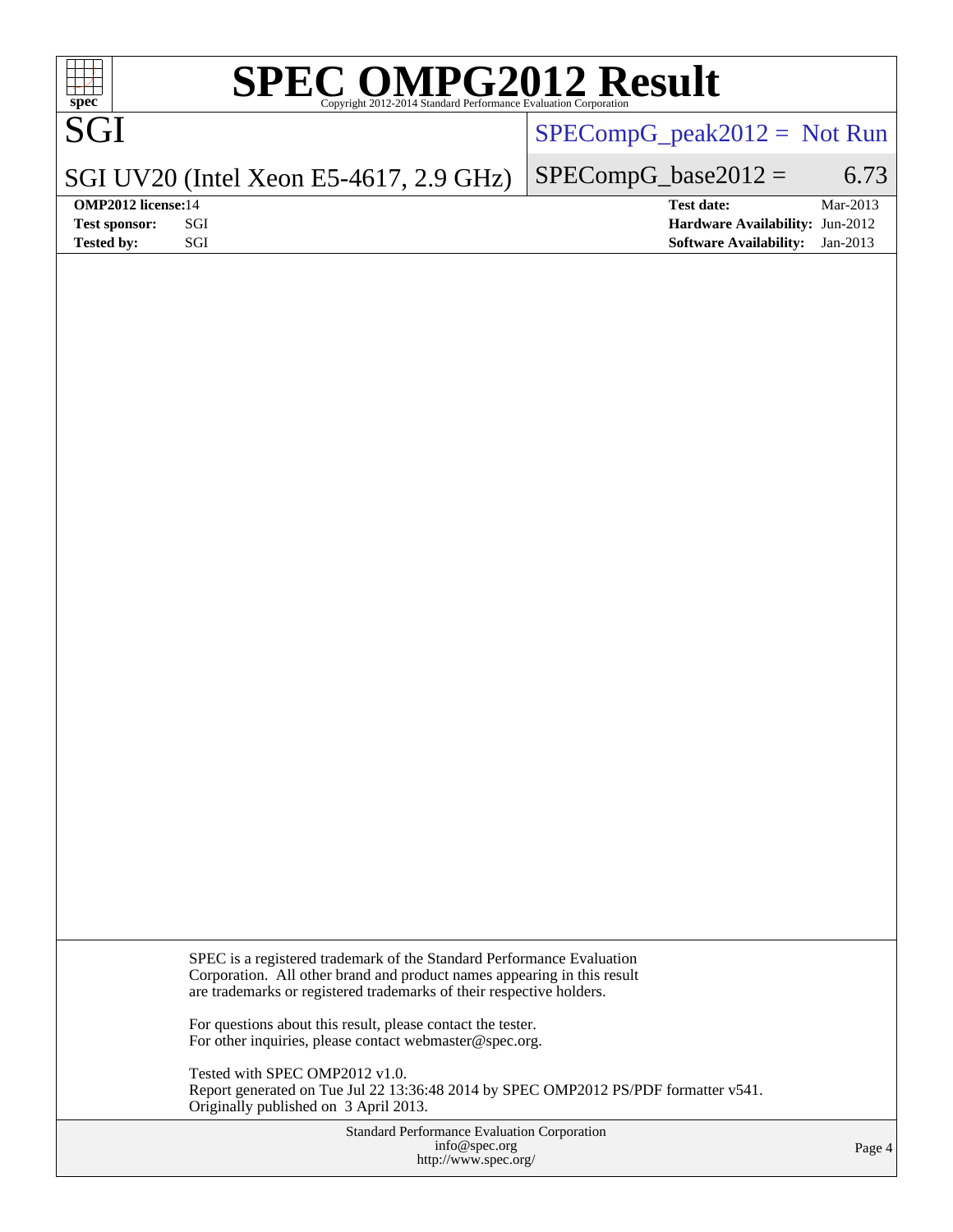SPEC is a registered trademark of the Standard Performance Evaluation Corporation. All other brand and product names appearing in this result are trademarks or registered trademarks of their respective holders.

For questions about this result, please contact the tester.
For other inquiries, please contact webmaster@spec.org.

Tested with SPEC OMP2012 v1.0.
Report generated on Tue Jul 22 13:36:48 2014 by SPEC OMP2012 PS/PDF formatter v541.
Originally published on 3 April 2013.